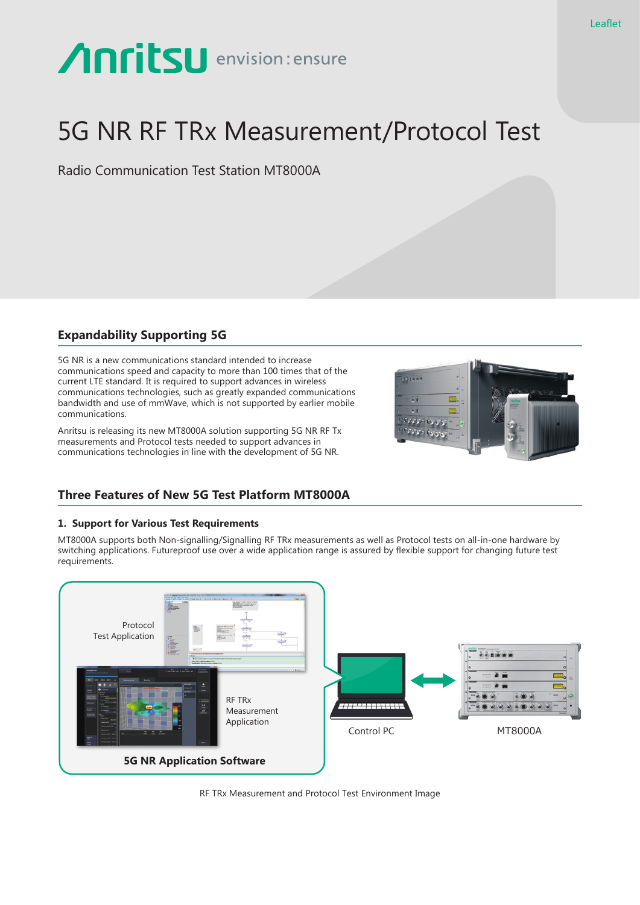Leaflet

# 5G NR RF TRx Measurement/Protocol Test

Radio Communication Test Station MT8000A

## Expandability Supporting 5G

5G NR is a new communications standard intended to increase communications speed and capacity to more than 100 times that of the current LTE standard. It is required to support advances in wireless communications technologies, such as greatly expanded communications bandwidth and use of mmWave, which is not supported by earlier mobile communications.

Anritsu is releasing its new MT8000A solution supporting 5G NR RF Tx measurements and Protocol tests needed to support advances in communications technologies in line with the development of 5G NR.

## Three Features of New 5G Test Platform MT8000A

### 1. Support for Various Test Requirements

MT8000A supports both Non-signalling/Signalling RF TRx measurements as well as Protocol tests on all-in-one hardware by switching applications. Futureproof use over a wide application range is assured by flexible support for changing future test requirements.

Protocol Test Application

RF TRx Measurement Application

**5G NR Application Software**

Control PC

MT8000A

RF TRx Measurement and Protocol Test Environment Image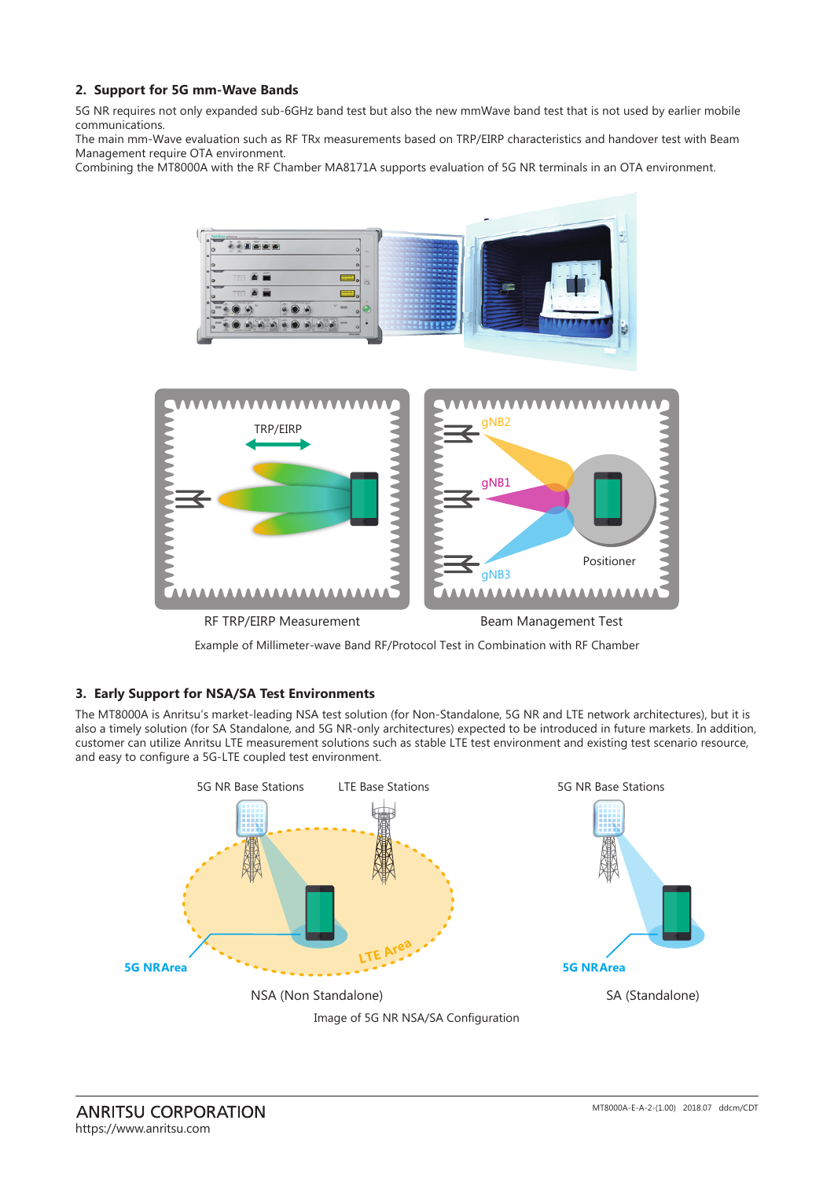## 2. Support for 5G mm-Wave Bands

5G NR requires not only expanded sub-6GHz band test but also the new mmWave band test that is not used by earlier mobile communications.
The main mm-Wave evaluation such as RF TRx measurements based on TRP/EIRP characteristics and handover test with Beam Management require OTA environment.
Combining the MT8000A with the RF Chamber MA8171A supports evaluation of 5G NR terminals in an OTA environment.

TRP/EIRP

gNB2

gNB1

gNB3

Positioner

RF TRP/EIRP Measurement

Beam Management Test

Example of Millimeter-wave Band RF/Protocol Test in Combination with RF Chamber

## 3. Early Support for NSA/SA Test Environments

The MT8000A is Anritsu's market-leading NSA test solution (for Non-Standalone, 5G NR and LTE network architectures), but it is also a timely solution (for SA Standalone, and 5G NR-only architectures) expected to be introduced in future markets. In addition, customer can utilize Anritsu LTE measurement solutions such as stable LTE test environment and existing test scenario resource, and easy to configure a 5G-LTE coupled test environment.

5G NR Base Stations

LTE Base Stations

5G NR Base Stations

LTE Area

5G NR Area

5G NR Area

NSA (Non Standalone)

SA (Standalone)

Image of 5G NR NSA/SA Configuration

ANRITSU CORPORATION
https://www.anritsu.com

MT8000A-E-A-2-(1.00) 2018.07 ddcm/CDT